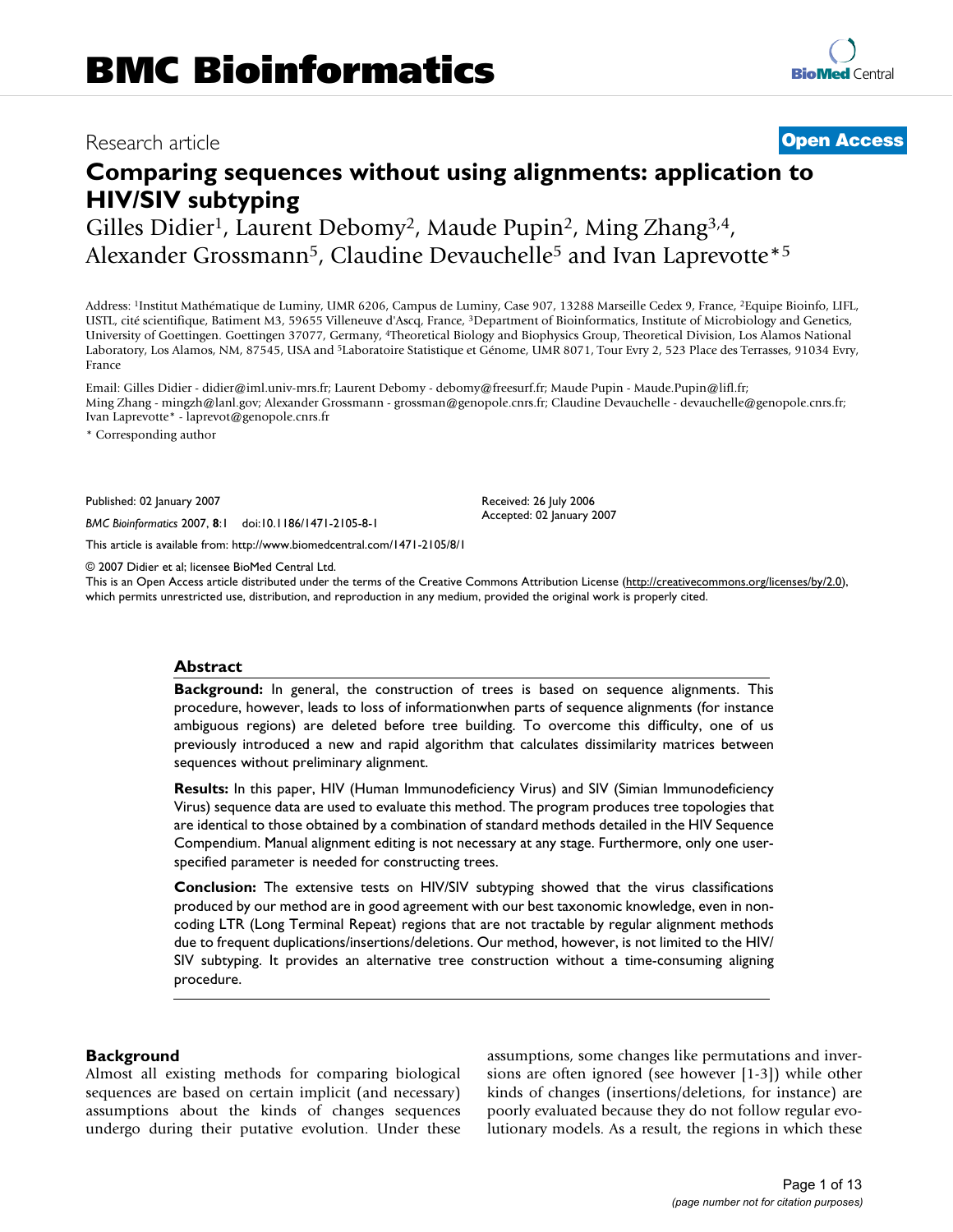Research article **Open Access**

# Comparing sequences without using alignments: application to HIV/SIV subtyping

Gilles Didier[1], Laurent Debomy[2], Maude Pupin[2], Ming Zhang[3,4], Alexander Grossmann[5], Claudine Devauchelle[5] and Ivan Laprevotte*[5]

Address: [1]Institut Mathématique de Luminy, UMR 6206, Campus de Luminy, Case 907, 13288 Marseille Cedex 9, France, [2]Equipe Bioinfo, LIFL, USTL, cité scientifique, Batiment M3, 59655 Villeneuve d'Ascq, France, [3]Department of Bioinformatics, Institute of Microbiology and Genetics, University of Goettingen. Goettingen 37077, Germany, [4]Theoretical Biology and Biophysics Group, Theoretical Division, Los Alamos National Laboratory, Los Alamos, NM, 87545, USA and [5]Laboratoire Statistique et Génome, UMR 8071, Tour Evry 2, 523 Place des Terrasses, 91034 Evry, France

Email: Gilles Didier - didier@iml.univ-mrs.fr; Laurent Debomy - debomy@freesurf.fr; Maude Pupin - Maude.Pupin@lifl.fr; Ming Zhang - mingzh@lanl.gov; Alexander Grossmann - grossman@genopole.cnrs.fr; Claudine Devauchelle - devauchelle@genopole.cnrs.fr; Ivan Laprevotte* - laprevot@genopole.cnrs.fr

* Corresponding author

Published: 02 January 2007

*BMC Bioinformatics* 2007, **8**:1 doi:10.1186/1471-2105-8-1

Received: 26 July 2006
Accepted: 02 January 2007

This article is available from: http://www.biomedcentral.com/1471-2105/8/1

© 2007 Didier et al; licensee BioMed Central Ltd.
This is an Open Access article distributed under the terms of the Creative Commons Attribution License (http://creativecommons.org/licenses/by/2.0), which permits unrestricted use, distribution, and reproduction in any medium, provided the original work is properly cited.

## Abstract

**Background:** In general, the construction of trees is based on sequence alignments. This procedure, however, leads to loss of informationwhen parts of sequence alignments (for instance ambiguous regions) are deleted before tree building. To overcome this difficulty, one of us previously introduced a new and rapid algorithm that calculates dissimilarity matrices between sequences without preliminary alignment.

**Results:** In this paper, HIV (Human Immunodeficiency Virus) and SIV (Simian Immunodeficiency Virus) sequence data are used to evaluate this method. The program produces tree topologies that are identical to those obtained by a combination of standard methods detailed in the HIV Sequence Compendium. Manual alignment editing is not necessary at any stage. Furthermore, only one user-specified parameter is needed for constructing trees.

**Conclusion:** The extensive tests on HIV/SIV subtyping showed that the virus classifications produced by our method are in good agreement with our best taxonomic knowledge, even in non-coding LTR (Long Terminal Repeat) regions that are not tractable by regular alignment methods due to frequent duplications/insertions/deletions. Our method, however, is not limited to the HIV/SIV subtyping. It provides an alternative tree construction without a time-consuming aligning procedure.

## Background

Almost all existing methods for comparing biological sequences are based on certain implicit (and necessary) assumptions about the kinds of changes sequences undergo during their putative evolution. Under these assumptions, some changes like permutations and inversions are often ignored (see however [1-3]) while other kinds of changes (insertions/deletions, for instance) are poorly evaluated because they do not follow regular evolutionary models. As a result, the regions in which these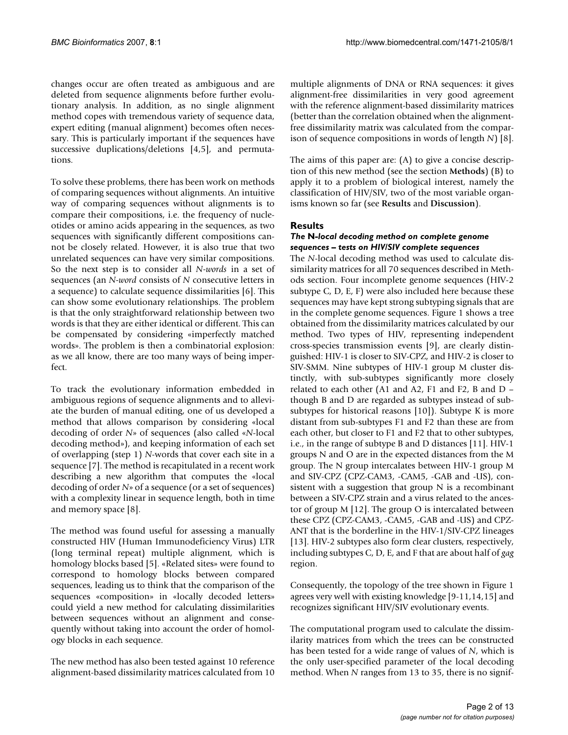changes occur are often treated as ambiguous and are deleted from sequence alignments before further evolutionary analysis. In addition, as no single alignment method copes with tremendous variety of sequence data, expert editing (manual alignment) becomes often necessary. This is particularly important if the sequences have successive duplications/deletions [4,5], and permutations.

To solve these problems, there has been work on methods of comparing sequences without alignments. An intuitive way of comparing sequences without alignments is to compare their compositions, i.e. the frequency of nucleotides or amino acids appearing in the sequences, as two sequences with significantly different compositions cannot be closely related. However, it is also true that two unrelated sequences can have very similar compositions. So the next step is to consider all *N-words* in a set of sequences (an *N-word* consists of *N* consecutive letters in a sequence) to calculate sequence dissimilarities [6]. This can show some evolutionary relationships. The problem is that the only straightforward relationship between two words is that they are either identical or different. This can be compensated by considering «imperfectly matched words». The problem is then a combinatorial explosion: as we all know, there are too many ways of being imperfect.

To track the evolutionary information embedded in ambiguous regions of sequence alignments and to alleviate the burden of manual editing, one of us developed a method that allows comparison by considering «local decoding of order *N*» of sequences (also called «*N*-local decoding method»), and keeping information of each set of overlapping (step 1) *N*-words that cover each site in a sequence [7]. The method is recapitulated in a recent work describing a new algorithm that computes the «local decoding of order *N*» of a sequence (or a set of sequences) with a complexity linear in sequence length, both in time and memory space [8].

The method was found useful for assessing a manually constructed HIV (Human Immunodeficiency Virus) LTR (long terminal repeat) multiple alignment, which is homology blocks based [5]. «Related sites» were found to correspond to homology blocks between compared sequences, leading us to think that the comparison of the sequences «composition» in «locally decoded letters» could yield a new method for calculating dissimilarities between sequences without an alignment and consequently without taking into account the order of homology blocks in each sequence.

The new method has also been tested against 10 reference alignment-based dissimilarity matrices calculated from 10 multiple alignments of DNA or RNA sequences: it gives alignment-free dissimilarities in very good agreement with the reference alignment-based dissimilarity matrices (better than the correlation obtained when the alignment-free dissimilarity matrix was calculated from the comparison of sequence compositions in words of length *N*) [8].

The aims of this paper are: (A) to give a concise description of this new method (see the section **Methods**) (B) to apply it to a problem of biological interest, namely the classification of HIV/SIV, two of the most variable organisms known so far (see **Results** and **Discussion**).

## Results

### *The* N*-local decoding method on complete genome sequences – tests on HIV/SIV complete sequences*

The *N*-local decoding method was used to calculate dissimilarity matrices for all 70 sequences described in Methods section. Four incomplete genome sequences (HIV-2 subtype C, D, E, F) were also included here because these sequences may have kept strong subtyping signals that are in the complete genome sequences. Figure 1 shows a tree obtained from the dissimilarity matrices calculated by our method. Two types of HIV, representing independent cross-species transmission events [9], are clearly distinguished: HIV-1 is closer to SIV-CPZ, and HIV-2 is closer to SIV-SMM. Nine subtypes of HIV-1 group M cluster distinctly, with sub-subtypes significantly more closely related to each other (A1 and A2, F1 and F2, B and D – though B and D are regarded as subtypes instead of sub-subtypes for historical reasons [10]). Subtype K is more distant from sub-subtypes F1 and F2 than these are from each other, but closer to F1 and F2 that to other subtypes, i.e., in the range of subtype B and D distances [11]. HIV-1 groups N and O are in the expected distances from the M group. The N group intercalates between HIV-1 group M and SIV-CPZ (CPZ-CAM3, -CAM5, -GAB and -US), consistent with a suggestion that group N is a recombinant between a SIV-CPZ strain and a virus related to the ancestor of group M [12]. The group O is intercalated between these CPZ (CPZ-CAM3, -CAM5, -GAB and -US) and CPZ-ANT that is the borderline in the HIV-1/SIV-CPZ lineages [13]. HIV-2 subtypes also form clear clusters, respectively, including subtypes C, D, E, and F that are about half of *gag* region.

Consequently, the topology of the tree shown in Figure 1 agrees very well with existing knowledge [9-11,14,15] and recognizes significant HIV/SIV evolutionary events.

The computational program used to calculate the dissimilarity matrices from which the trees can be constructed has been tested for a wide range of values of *N*, which is the only user-specified parameter of the local decoding method. When *N* ranges from 13 to 35, there is no signif-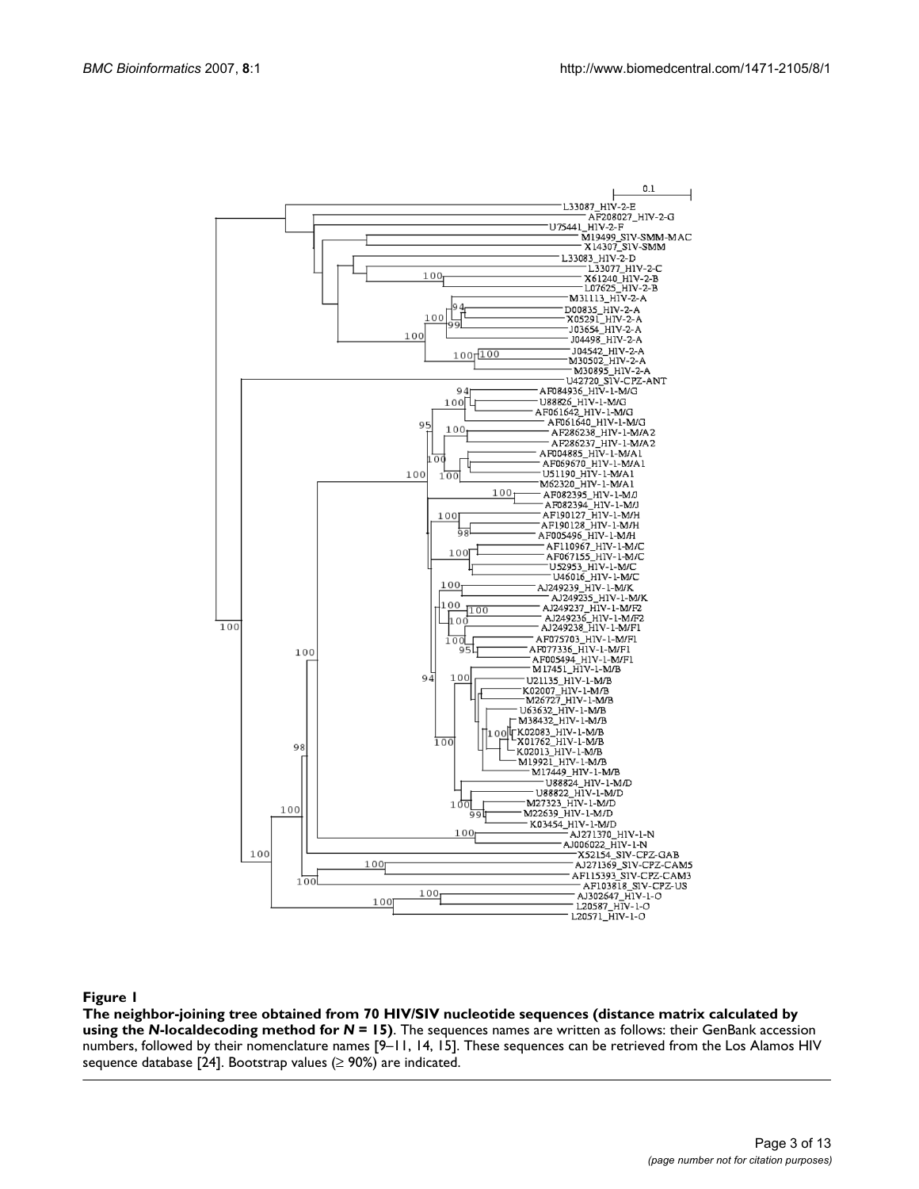**Figure 1**

**The neighbor-joining tree obtained from 70 HIV/SIV nucleotide sequences (distance matrix calculated by using the *N*-localdecoding method for *N* = 15)**. The sequences names are written as follows: their GenBank accession numbers, followed by their nomenclature names [9–11, 14, 15]. These sequences can be retrieved from the Los Alamos HIV sequence database [24]. Bootstrap values (≥ 90%) are indicated.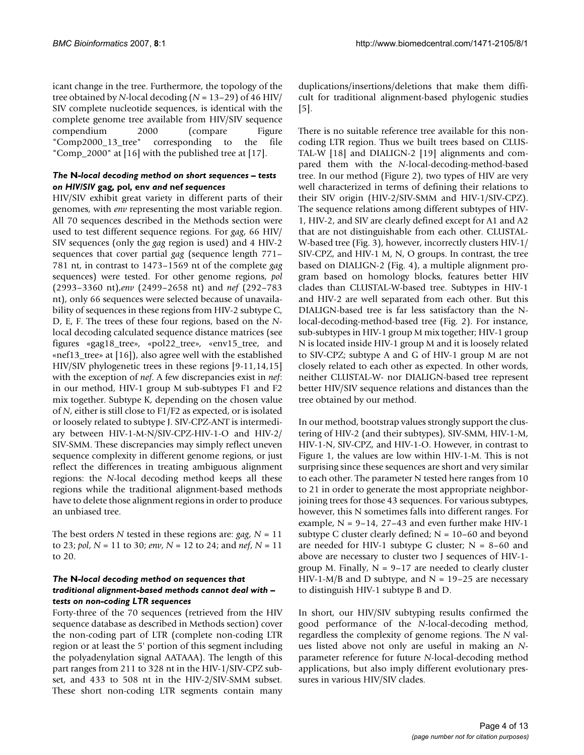icant change in the tree. Furthermore, the topology of the tree obtained by *N*-local decoding (*N* = 13–29) of 46 HIV/SIV complete nucleotide sequences, is identical with the complete genome tree available from HIV/SIV sequence compendium 2000 (compare Figure "Comp2000_13_tree" corresponding to the file "Comp_2000" at [16] with the published tree at [17].

### *The* N*-local decoding method on short sequences – tests on HIV/SIV* gag, pol, env *and* nef *sequences*

HIV/SIV exhibit great variety in different parts of their genomes, with *env* representing the most variable region. All 70 sequences described in the Methods section were used to test different sequence regions. For *gag*, 66 HIV/SIV sequences (only the *gag* region is used) and 4 HIV-2 sequences that cover partial *gag* (sequence length 771–781 nt, in contrast to 1473–1569 nt of the complete *gag* sequences) were tested. For other genome regions, *pol* (2993–3360 nt),*env* (2499–2658 nt) and *nef* (292–783 nt), only 66 sequences were selected because of unavailability of sequences in these regions from HIV-2 subtype C, D, E, F. The trees of these four regions, based on the *N*-local decoding calculated sequence distance matrices (see figures «gag18_tree», «pol22_tree», «env15_tree, and «nef13_tree» at [16]), also agree well with the established HIV/SIV phylogenetic trees in these regions [9-11,14,15] with the exception of *nef*. A few discrepancies exist in *nef*: in our method, HIV-1 group M sub-subtypes F1 and F2 mix together. Subtype K, depending on the chosen value of *N*, either is still close to F1/F2 as expected, or is isolated or loosely related to subtype J. SIV-CPZ-ANT is intermediary between HIV-1-M-N/SIV-CPZ-HIV-1-O and HIV-2/SIV-SMM. These discrepancies may simply reflect uneven sequence complexity in different genome regions, or just reflect the differences in treating ambiguous alignment regions: the *N*-local decoding method keeps all these regions while the traditional alignment-based methods have to delete those alignment regions in order to produce an unbiased tree.

The best orders *N* tested in these regions are: *gag*, *N* = 11 to 23; *pol*, *N* = 11 to 30; *env*, *N* = 12 to 24; and *nef*, *N* = 11 to 20.

### *The* N*-local decoding method on sequences that traditional alignment-based methods cannot deal with – tests on non-coding LTR sequences*

Forty-three of the 70 sequences (retrieved from the HIV sequence database as described in Methods section) cover the non-coding part of LTR (complete non-coding LTR region or at least the 5' portion of this segment including the polyadenylation signal AATAAA). The length of this part ranges from 211 to 328 nt in the HIV-1/SIV-CPZ subset, and 433 to 508 nt in the HIV-2/SIV-SMM subset. These short non-coding LTR segments contain many duplications/insertions/deletions that make them difficult for traditional alignment-based phylogenic studies [5].

There is no suitable reference tree available for this non-coding LTR region. Thus we built trees based on CLUSTAL-W [18] and DIALIGN-2 [19] alignments and compared them with the *N*-local-decoding-method-based tree. In our method (Figure 2), two types of HIV are very well characterized in terms of defining their relations to their SIV origin (HIV-2/SIV-SMM and HIV-1/SIV-CPZ). The sequence relations among different subtypes of HIV-1, HIV-2, and SIV are clearly defined except for A1 and A2 that are not distinguishable from each other. CLUSTAL-W-based tree (Fig. 3), however, incorrectly clusters HIV-1/SIV-CPZ, and HIV-1 M, N, O groups. In contrast, the tree based on DIALIGN-2 (Fig. 4), a multiple alignment program based on homology blocks, features better HIV clades than CLUSTAL-W-based tree. Subtypes in HIV-1 and HIV-2 are well separated from each other. But this DIALIGN-based tree is far less satisfactory than the N-local-decoding-method-based tree (Fig. 2). For instance, sub-subtypes in HIV-1 group M mix together; HIV-1 group N is located inside HIV-1 group M and it is loosely related to SIV-CPZ; subtype A and G of HIV-1 group M are not closely related to each other as expected. In other words, neither CLUSTAL-W- nor DIALIGN-based tree represent better HIV/SIV sequence relations and distances than the tree obtained by our method.

In our method, bootstrap values strongly support the clustering of HIV-2 (and their subtypes), SIV-SMM, HIV-1-M, HIV-1-N, SIV-CPZ, and HIV-1-O. However, in contrast to Figure 1, the values are low within HIV-1-M. This is not surprising since these sequences are short and very similar to each other. The parameter N tested here ranges from 10 to 21 in order to generate the most appropriate neighbor-joining trees for those 43 sequences. For various subtypes, however, this N sometimes falls into different ranges. For example, N = 9–14, 27–43 and even further make HIV-1 subtype C cluster clearly defined; N = 10–60 and beyond are needed for HIV-1 subtype G cluster; N = 8–60 and above are necessary to cluster two J sequences of HIV-1-group M. Finally, N = 9–17 are needed to clearly cluster HIV-1-M/B and D subtype, and N = 19–25 are necessary to distinguish HIV-1 subtype B and D.

In short, our HIV/SIV subtyping results confirmed the good performance of the *N*-local-decoding method, regardless the complexity of genome regions. The *N* values listed above not only are useful in making an *N*-parameter reference for future *N*-local-decoding method applications, but also imply different evolutionary pressures in various HIV/SIV clades.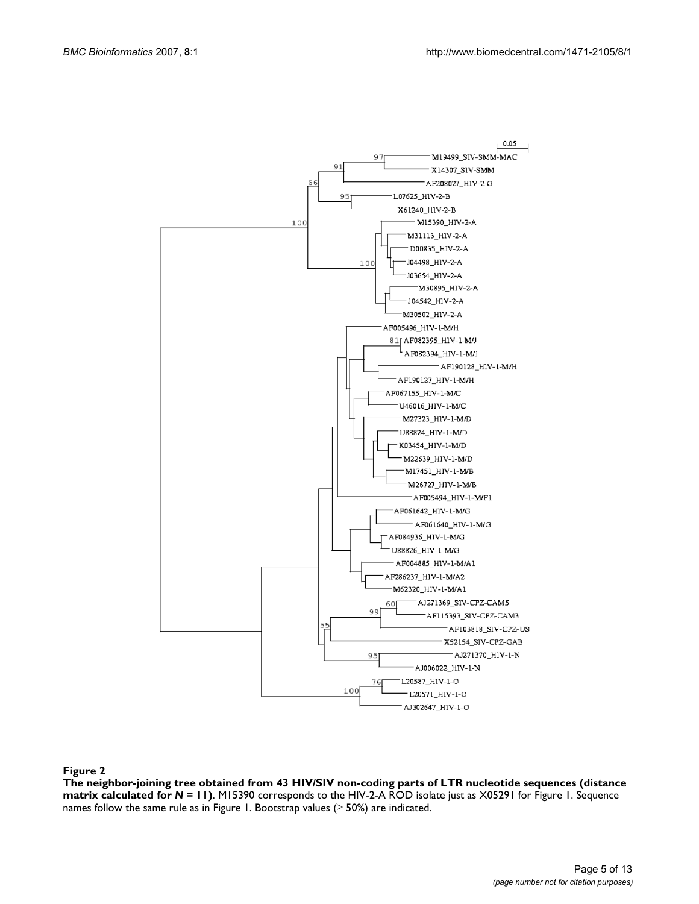**Figure 2**

**The neighbor-joining tree obtained from 43 HIV/SIV non-coding parts of LTR nucleotide sequences (distance matrix calculated for *N* = 11)**. M15390 corresponds to the HIV-2-A ROD isolate just as X05291 for Figure 1. Sequence names follow the same rule as in Figure 1. Bootstrap values (≥ 50%) are indicated.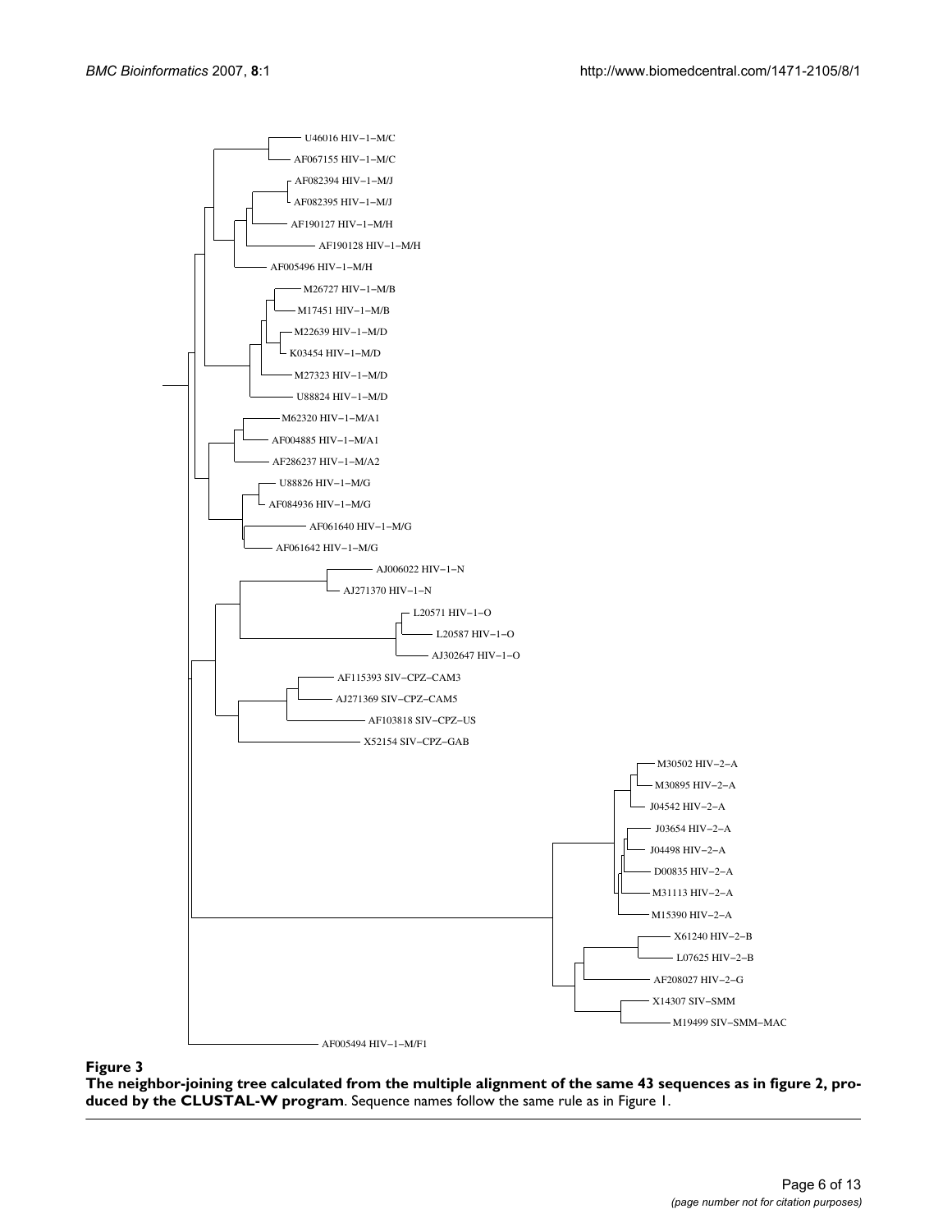**Figure 3**

**The neighbor-joining tree calculated from the multiple alignment of the same 43 sequences as in figure 2, produced by the CLUSTAL-W program**. Sequence names follow the same rule as in Figure 1.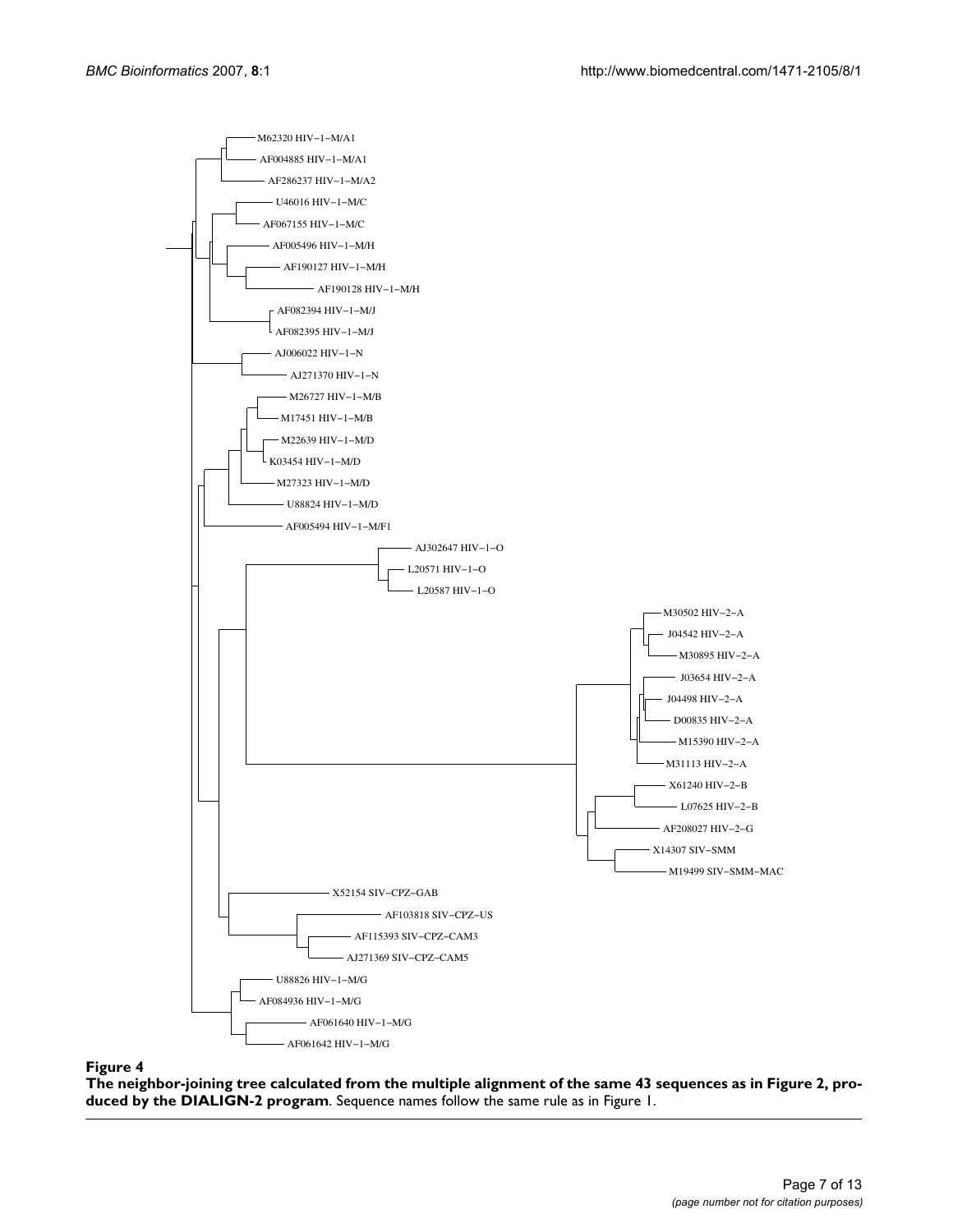M62320 HIV−1−M/A1
AF004885 HIV−1−M/A1
AF286237 HIV−1−M/A2
U46016 HIV−1−M/C
AF067155 HIV−1−M/C
AF005496 HIV−1−M/H
AF190127 HIV−1−M/H
AF190128 HIV−1−M/H
AF082394 HIV−1−M/J
AF082395 HIV−1−M/J
AJ006022 HIV−1−N
AJ271370 HIV−1−N
M26727 HIV−1−M/B
M17451 HIV−1−M/B
M22639 HIV−1−M/D
K03454 HIV−1−M/D
M27323 HIV−1−M/D
U88824 HIV−1−M/D
AF005494 HIV−1−M/F1
AJ302647 HIV−1−O
L20571 HIV−1−O
L20587 HIV−1−O
M30502 HIV−2−A
J04542 HIV−2−A
M30895 HIV−2−A
J03654 HIV−2−A
J04498 HIV−2−A
D00835 HIV−2−A
M15390 HIV−2−A
M31113 HIV−2−A
X61240 HIV−2−B
L07625 HIV−2−B
AF208027 HIV−2−G
X14307 SIV−SMM
M19499 SIV−SMM−MAC
X52154 SIV−CPZ−GAB
AF103818 SIV−CPZ−US
AF115393 SIV−CPZ−CAM3
AJ271369 SIV−CPZ−CAM5
U88826 HIV−1−M/G
AF084936 HIV−1−M/G
AF061640 HIV−1−M/G
AF061642 HIV−1−M/G

**Figure 4**

**The neighbor-joining tree calculated from the multiple alignment of the same 43 sequences as in Figure 2, produced by the DIALIGN-2 program**. Sequence names follow the same rule as in Figure 1.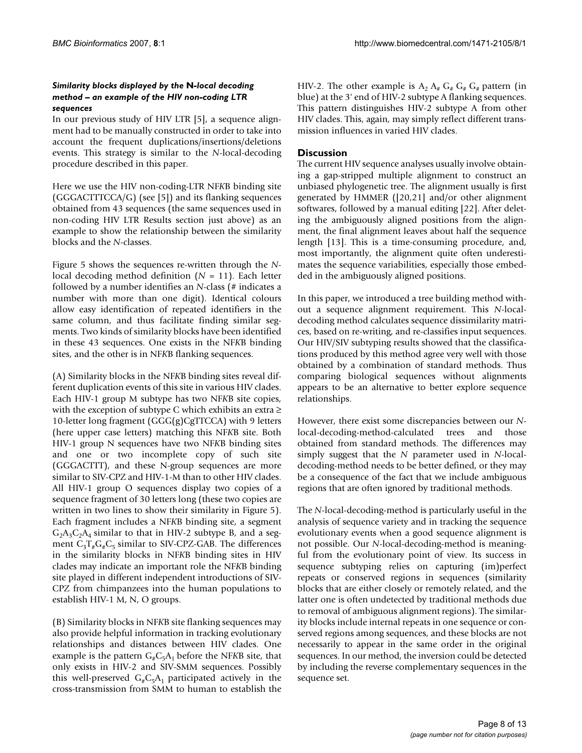### *Similarity blocks displayed by the N-local decoding method – an example of the HIV non-coding LTR sequences*

In our previous study of HIV LTR [5], a sequence alignment had to be manually constructed in order to take into account the frequent duplications/insertions/deletions events. This strategy is similar to the *N*-local-decoding procedure described in this paper.

Here we use the HIV non-coding-LTR NF*K*B binding site (GGGACTTTCCA/G) (see [5]) and its flanking sequences obtained from 43 sequences (the same sequences used in non-coding HIV LTR Results section just above) as an example to show the relationship between the similarity blocks and the *N*-classes.

Figure 5 shows the sequences re-written through the *N*-local decoding method definition ($N = 11$). Each letter followed by a number identifies an *N*-class (# indicates a number with more than one digit). Identical colours allow easy identification of repeated identifiers in the same column, and thus facilitate finding similar segments. Two kinds of similarity blocks have been identified in these 43 sequences. One exists in the NF*K*B binding sites, and the other is in NF*K*B flanking sequences.

(A) Similarity blocks in the NF*K*B binding sites reveal different duplication events of this site in various HIV clades. Each HIV-1 group M subtype has two NF*K*B site copies, with the exception of subtype C which exhibits an extra ≥ 10-letter long fragment (GGG(g)CgTTCCA) with 9 letters (here upper case letters) matching this NF*K*B site. Both HIV-1 group N sequences have two NF*K*B binding sites and one or two incomplete copy of such site (GGGACTTT), and these N-group sequences are more similar to SIV-CPZ and HIV-1-M than to other HIV clades. All HIV-1 group O sequences display two copies of a sequence fragment of 30 letters long (these two copies are written in two lines to show their similarity in Figure 5). Each fragment includes a NF*K*B binding site, a segment $G_2A_3C_2A_4$ similar to that in HIV-2 subtype B, and a segment $C_3T_\#G_\#C_5$ similar to SIV-CPZ-GAB. The differences in the similarity blocks in NF*K*B binding sites in HIV clades may indicate an important role the NF*K*B binding site played in different independent introductions of SIV-CPZ from chimpanzees into the human populations to establish HIV-1 M, N, O groups.

(B) Similarity blocks in NF*K*B site flanking sequences may also provide helpful information in tracking evolutionary relationships and distances between HIV clades. One example is the pattern $G_\#C_5A_1$ before the NF*K*B site, that only exists in HIV-2 and SIV-SMM sequences. Possibly this well-preserved $G_\#C_5A_1$ participated actively in the cross-transmission from SMM to human to establish the HIV-2. The other example is $A_2$ $A_\#$ $G_\#$ $G_\#$ $G_\#$ pattern (in blue) at the 3' end of HIV-2 subtype A flanking sequences. This pattern distinguishes HIV-2 subtype A from other HIV clades. This, again, may simply reflect different transmission influences in varied HIV clades.

## Discussion

The current HIV sequence analyses usually involve obtaining a gap-stripped multiple alignment to construct an unbiased phylogenetic tree. The alignment usually is first generated by HMMER ([20,21] and/or other alignment softwares, followed by a manual editing [22]. After deleting the ambiguously aligned positions from the alignment, the final alignment leaves about half the sequence length [13]. This is a time-consuming procedure, and, most importantly, the alignment quite often underestimates the sequence variabilities, especially those embedded in the ambiguously aligned positions.

In this paper, we introduced a tree building method without a sequence alignment requirement. This *N*-local-decoding method calculates sequence dissimilarity matrices, based on re-writing, and re-classifies input sequences. Our HIV/SIV subtyping results showed that the classifications produced by this method agree very well with those obtained by a combination of standard methods. Thus comparing biological sequences without alignments appears to be an alternative to better explore sequence relationships.

However, there exist some discrepancies between our *N*-local-decoding-method-calculated trees and those obtained from standard methods. The differences may simply suggest that the *N* parameter used in *N*-local-decoding-method needs to be better defined, or they may be a consequence of the fact that we include ambiguous regions that are often ignored by traditional methods.

The *N*-local-decoding-method is particularly useful in the analysis of sequence variety and in tracking the sequence evolutionary events when a good sequence alignment is not possible. Our *N*-local-decoding-method is meaningful from the evolutionary point of view. Its success in sequence subtyping relies on capturing (im)perfect repeats or conserved regions in sequences (similarity blocks that are either closely or remotely related, and the latter one is often undetected by traditional methods due to removal of ambiguous alignment regions). The similarity blocks include internal repeats in one sequence or conserved regions among sequences, and these blocks are not necessarily to appear in the same order in the original sequences. In our method, the inversion could be detected by including the reverse complementary sequences in the sequence set.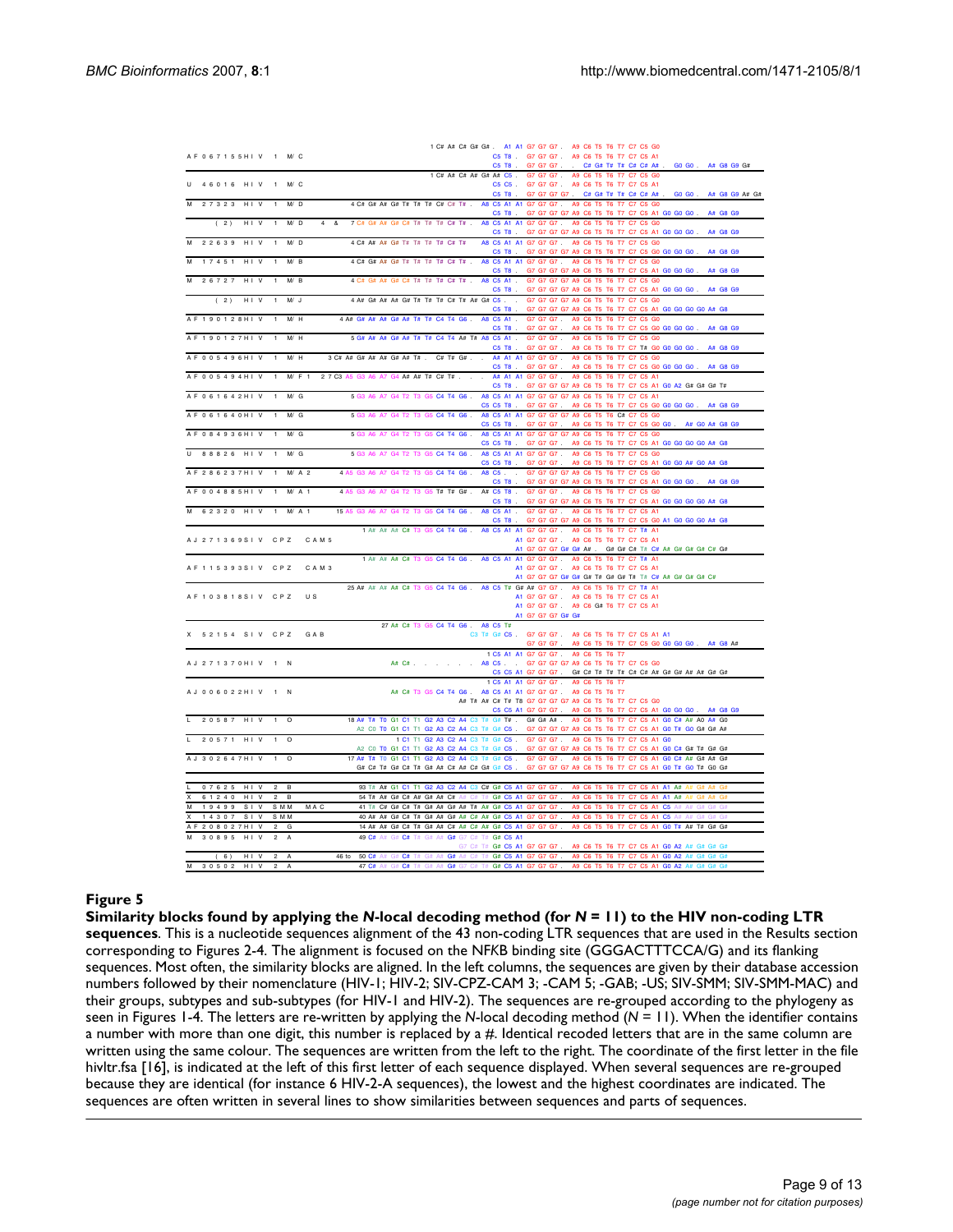**Figure 5**

**Similarity blocks found by applying the *N*-local decoding method (for *N* = 11) to the HIV non-coding LTR sequences**. This is a nucleotide sequences alignment of the 43 non-coding LTR sequences that are used in the Results section corresponding to Figures 2-4. The alignment is focused on the NFKB binding site (GGGACTTTCCA/G) and its flanking sequences. Most often, the similarity blocks are aligned. In the left columns, the sequences are given by their database accession numbers followed by their nomenclature (HIV-1; HIV-2; SIV-CPZ-CAM 3; -CAM 5; -GAB; -US; SIV-SMM; SIV-SMM-MAC) and their groups, subtypes and sub-subtypes (for HIV-1 and HIV-2). The sequences are re-grouped according to the phylogeny as seen in Figures 1-4. The letters are re-written by applying the *N*-local decoding method (*N* = 11). When the identifier contains a number with more than one digit, this number is replaced by a #. Identical recoded letters that are in the same column are written using the same colour. The sequences are written from the left to the right. The coordinate of the first letter in the file hivltr.fsa [16], is indicated at the left of this first letter of each sequence displayed. When several sequences are re-grouped because they are identical (for instance 6 HIV-2-A sequences), the lowest and the highest coordinates are indicated. The sequences are often written in several lines to show similarities between sequences and parts of sequences.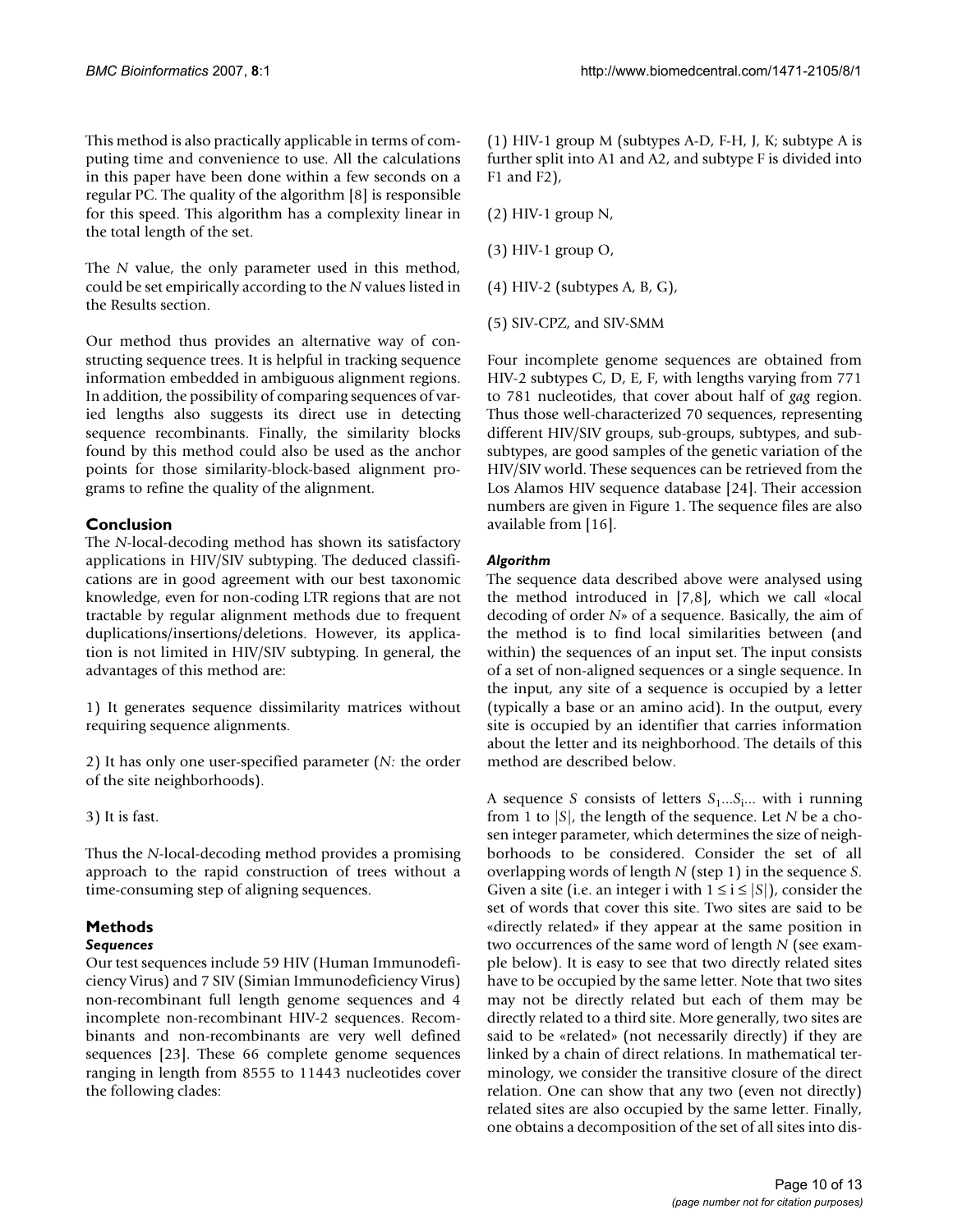This method is also practically applicable in terms of computing time and convenience to use. All the calculations in this paper have been done within a few seconds on a regular PC. The quality of the algorithm [8] is responsible for this speed. This algorithm has a complexity linear in the total length of the set.

The *N* value, the only parameter used in this method, could be set empirically according to the *N* values listed in the Results section.

Our method thus provides an alternative way of constructing sequence trees. It is helpful in tracking sequence information embedded in ambiguous alignment regions. In addition, the possibility of comparing sequences of varied lengths also suggests its direct use in detecting sequence recombinants. Finally, the similarity blocks found by this method could also be used as the anchor points for those similarity-block-based alignment programs to refine the quality of the alignment.

## Conclusion

The *N*-local-decoding method has shown its satisfactory applications in HIV/SIV subtyping. The deduced classifications are in good agreement with our best taxonomic knowledge, even for non-coding LTR regions that are not tractable by regular alignment methods due to frequent duplications/insertions/deletions. However, its application is not limited in HIV/SIV subtyping. In general, the advantages of this method are:

1) It generates sequence dissimilarity matrices without requiring sequence alignments.

2) It has only one user-specified parameter (*N:* the order of the site neighborhoods).

3) It is fast.

Thus the *N*-local-decoding method provides a promising approach to the rapid construction of trees without a time-consuming step of aligning sequences.

## Methods

### Sequences

Our test sequences include 59 HIV (Human Immunodeficiency Virus) and 7 SIV (Simian Immunodeficiency Virus) non-recombinant full length genome sequences and 4 incomplete non-recombinant HIV-2 sequences. Recombinants and non-recombinants are very well defined sequences [23]. These 66 complete genome sequences ranging in length from 8555 to 11443 nucleotides cover the following clades:

(1) HIV-1 group M (subtypes A-D, F-H, J, K; subtype A is further split into A1 and A2, and subtype F is divided into F1 and F2),

(2) HIV-1 group N,

(3) HIV-1 group O,

(4) HIV-2 (subtypes A, B, G),

(5) SIV-CPZ, and SIV-SMM

Four incomplete genome sequences are obtained from HIV-2 subtypes C, D, E, F, with lengths varying from 771 to 781 nucleotides, that cover about half of *gag* region. Thus those well-characterized 70 sequences, representing different HIV/SIV groups, sub-groups, subtypes, and sub-subtypes, are good samples of the genetic variation of the HIV/SIV world. These sequences can be retrieved from the Los Alamos HIV sequence database [24]. Their accession numbers are given in Figure 1. The sequence files are also available from [16].

### Algorithm

The sequence data described above were analysed using the method introduced in [7,8], which we call «local decoding of order *N*» of a sequence. Basically, the aim of the method is to find local similarities between (and within) the sequences of an input set. The input consists of a set of non-aligned sequences or a single sequence. In the input, any site of a sequence is occupied by a letter (typically a base or an amino acid). In the output, every site is occupied by an identifier that carries information about the letter and its neighborhood. The details of this method are described below.

A sequence $S$ consists of letters $S_1...S_i...$ with i running from 1 to $|S|$, the length of the sequence. Let $N$ be a chosen integer parameter, which determines the size of neighborhoods to be considered. Consider the set of all overlapping words of length $N$ (step 1) in the sequence $S$. Given a site (i.e. an integer i with $1 \leq i \leq |S|$), consider the set of words that cover this site. Two sites are said to be «directly related» if they appear at the same position in two occurrences of the same word of length $N$ (see example below). It is easy to see that two directly related sites have to be occupied by the same letter. Note that two sites may not be directly related but each of them may be directly related to a third site. More generally, two sites are said to be «related» (not necessarily directly) if they are linked by a chain of direct relations. In mathematical terminology, we consider the transitive closure of the direct relation. One can show that any two (even not directly) related sites are also occupied by the same letter. Finally, one obtains a decomposition of the set of all sites into dis-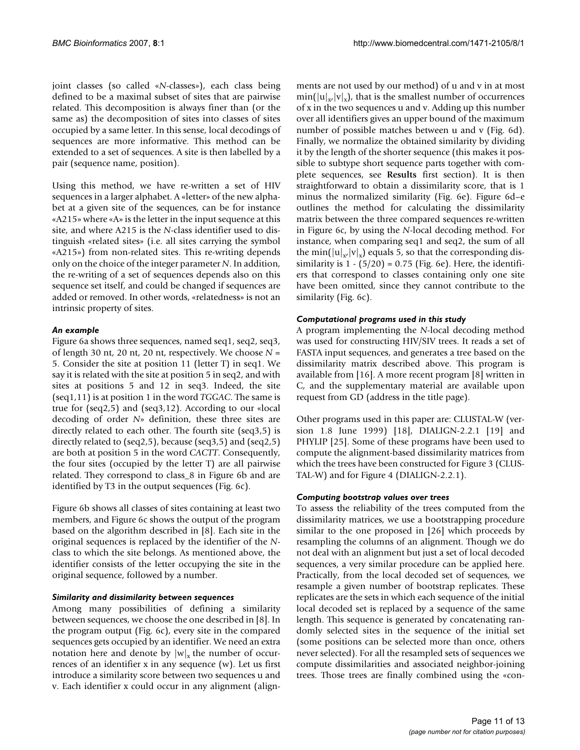joint classes (so called «*N*-classes»), each class being defined to be a maximal subset of sites that are pairwise related. This decomposition is always finer than (or the same as) the decomposition of sites into classes of sites occupied by a same letter. In this sense, local decodings of sequences are more informative. This method can be extended to a set of sequences. A site is then labelled by a pair (sequence name, position).

Using this method, we have re-written a set of HIV sequences in a larger alphabet. A «letter» of the new alphabet at a given site of the sequences, can be for instance «A215» where «A» is the letter in the input sequence at this site, and where A215 is the *N*-class identifier used to distinguish «related sites» (i.e. all sites carrying the symbol «A215») from non-related sites. This re-writing depends only on the choice of the integer parameter *N*. In addition, the re-writing of a set of sequences depends also on this sequence set itself, and could be changed if sequences are added or removed. In other words, «relatedness» is not an intrinsic property of sites.

### An example

Figure 6a shows three sequences, named seq1, seq2, seq3, of length 30 nt, 20 nt, 20 nt, respectively. We choose $N = 5$. Consider the site at position 11 (letter T) in seq1. We say it is related with the site at position 5 in seq2, and with sites at positions 5 and 12 in seq3. Indeed, the site (seq1,11) is at position 1 in the word *TGGAC*. The same is true for (seq2,5) and (seq3,12). According to our «local decoding of order *N*» definition, these three sites are directly related to each other. The fourth site (seq3,5) is directly related to (seq2,5), because (seq3,5) and (seq2,5) are both at position 5 in the word *CACTT*. Consequently, the four sites (occupied by the letter T) are all pairwise related. They correspond to class_8 in Figure 6b and are identified by T3 in the output sequences (Fig. 6c).

Figure 6b shows all classes of sites containing at least two members, and Figure 6c shows the output of the program based on the algorithm described in [8]. Each site in the original sequences is replaced by the identifier of the *N*-class to which the site belongs. As mentioned above, the identifier consists of the letter occupying the site in the original sequence, followed by a number.

### Similarity and dissimilarity between sequences

Among many possibilities of defining a similarity between sequences, we choose the one described in [8]. In the program output (Fig. 6c), every site in the compared sequences gets occupied by an identifier. We need an extra notation here and denote by $|w|_x$ the number of occurrences of an identifier x in any sequence (w). Let us first introduce a similarity score between two sequences u and v. Each identifier x could occur in any alignment (alignments are not used by our method) of u and v in at most $\min(|u|_x, |v|_x)$, that is the smallest number of occurrences of x in the two sequences u and v. Adding up this number over all identifiers gives an upper bound of the maximum number of possible matches between u and v (Fig. 6d). Finally, we normalize the obtained similarity by dividing it by the length of the shorter sequence (this makes it possible to subtype short sequence parts together with complete sequences, see **Results** first section). It is then straightforward to obtain a dissimilarity score, that is 1 minus the normalized similarity (Fig. 6e). Figure 6d–e outlines the method for calculating the dissimilarity matrix between the three compared sequences re-written in Figure 6c, by using the *N*-local decoding method. For instance, when comparing seq1 and seq2, the sum of all the $\min(|u|_x, |v|_x)$ equals 5, so that the corresponding dissimilarity is $1 - (5/20) = 0.75$ (Fig. 6e). Here, the identifiers that correspond to classes containing only one site have been omitted, since they cannot contribute to the similarity (Fig. 6c).

### Computational programs used in this study

A program implementing the *N*-local decoding method was used for constructing HIV/SIV trees. It reads a set of FASTA input sequences, and generates a tree based on the dissimilarity matrix described above. This program is available from [16]. A more recent program [8] written in C, and the supplementary material are available upon request from GD (address in the title page).

Other programs used in this paper are: CLUSTAL-W (version 1.8 June 1999) [18], DIALIGN-2.2.1 [19] and PHYLIP [25]. Some of these programs have been used to compute the alignment-based dissimilarity matrices from which the trees have been constructed for Figure 3 (CLUSTAL-W) and for Figure 4 (DIALIGN-2.2.1).

### Computing bootstrap values over trees

To assess the reliability of the trees computed from the dissimilarity matrices, we use a bootstrapping procedure similar to the one proposed in [26] which proceeds by resampling the columns of an alignment. Though we do not deal with an alignment but just a set of local decoded sequences, a very similar procedure can be applied here. Practically, from the local decoded set of sequences, we resample a given number of bootstrap replicates. These replicates are the sets in which each sequence of the initial local decoded set is replaced by a sequence of the same length. This sequence is generated by concatenating randomly selected sites in the sequence of the initial set (some positions can be selected more than once, others never selected). For all the resampled sets of sequences we compute dissimilarities and associated neighbor-joining trees. Those trees are finally combined using the «con-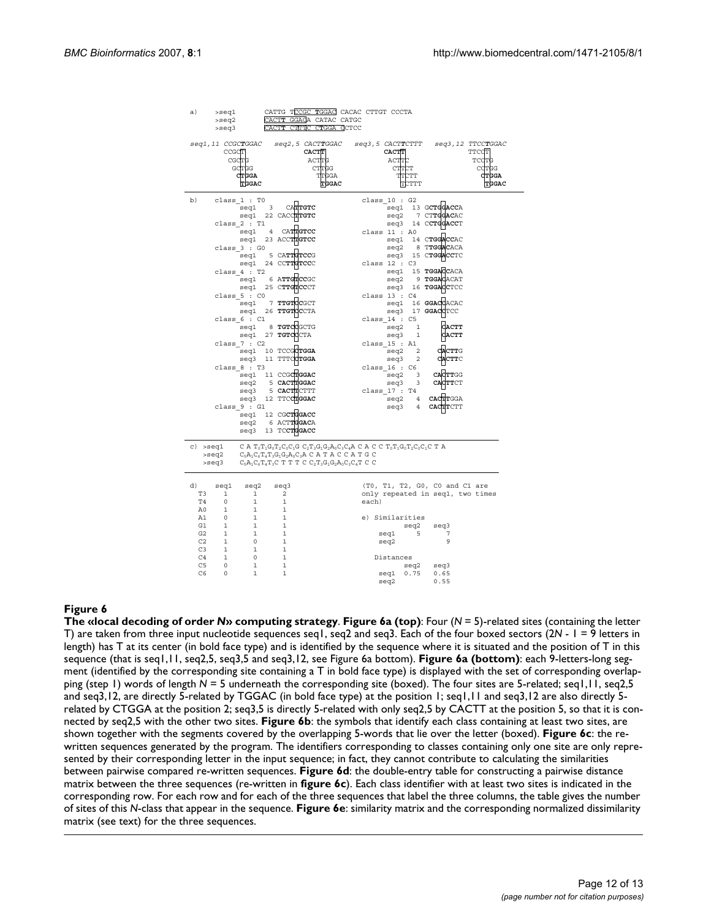```
a)  >seq1        CATTG TCCGC TGGAC CACAC CTTGT CCCTA
    >seq2        CACTT GGACA CATAC CATGC
    >seq3        CACTT CTTTC CTGGA CCTCC

seq1,11 CCGCTGGAC   seq2,5 CACTTGGAC   seq3,5 CACTTCTTT   seq3,12 TTCCTGGAC
        CCGCT              CACTT              CACTT               TTCCT
         CGCTG              ACTTG              ACTTC               TCCTG
          GCTGG              CTTGG              CTTCT               CCTGG
           CTGGA              TTGGA              TTCTT               CTGGA
            TGGAC              TGGAC              TCTTT               TGGAC
```

```
b)  class_1 : T0                      class_10 : G2
        seq1   3    CATTGTC               seq1  13 GCTGGACCA
        seq1  22 CACCTTGTC               seq2   7 CTTGGACAC
    class_2 : T1                          seq3  14 CCTGGACCT
        seq1   4   CATTGTCC          class 11 : A0
        seq1  23 ACCTTGTCC               seq1  14 CTGGACCAC
    class_3 : G0                          seq2   8 TTGGACACA
        seq1   5  CATTGTCCG               seq3  15 CTGGACCTC
        seq1  24 CCTTGTCCC           class 12 : C3
    class_4 : T2                          seq1  15 TGGACCACA
        seq1   6 ATTGTCCGC               seq2   9 TGGACACAT
        seq1  25 CTTGTCCCT               seq3  16 TGGACCTCC
    class_5 : C0                      class 13 : C4
        seq1   7 TTGTCCGCT               seq1  16 GGACCACAC
        seq1  26 TTGTCCCTA               seq3  17 GGACCTCC
    class_6 : C1                      class_14 : C5
        seq1   8 TGTCCGCTG               seq2   1     CACTT
        seq1  27 TGTCCCTA                seq3   1     CACTT
    class_7 : C2                      class_15 : A1
        seq1  10 TCCGCTGGA               seq2   2    CACTTG
        seq3  11 TTTCCTGGA               seq3   2    CACTTC
    class_8 : T3                      class_16 : C6
        seq1  11 CCGCTGGAC               seq2   3   CACTTGG
        seq2   5 CACTTGGAC               seq3   3   CACTTCT
        seq3   5 CACTTCTTT           class_17 : T4
        seq3  12 TTCCTGGAC               seq2   4  CACTTGGA
    class_9 : G1                          seq3   4  CACTTCTT
        seq1  12 CGCTGGACC
        seq2   6 ACTTGGACA
        seq3  13 TCCTGGACC
```

c)

>seq1 C A $T_0 T_1 G_0 T_2 C_0 C_1$ G $C_2 T_3 G_1 G_2 A_0 C_3 C_4$ A C A C C $T_0 T_1 G_0 T_2 C_0 C_1$ C T A

>seq2 $C_5 A_1 C_6 T_4 T_3 G_1 G_2 A_0 C_3$ A C A T A C C A T G C

>seq3 $C_5 A_1 C_6 T_4 T_3$ C T T T C $C_2 T_3 G_1 G_2 A_0 C_3 C_4$ T C C

d)

| | seq1 | seq2 | seq3 |
|---|---|---|---|
| T3 | 1 | 1 | 2 |
| T4 | 0 | 1 | 1 |
| A0 | 1 | 1 | 1 |
| A1 | 0 | 1 | 1 |
| G1 | 1 | 1 | 1 |
| G2 | 1 | 1 | 1 |
| C2 | 1 | 0 | 1 |
| C3 | 1 | 1 | 1 |
| C4 | 1 | 0 | 1 |
| C5 | 0 | 1 | 1 |
| C6 | 0 | 1 | 1 |

(T0, T1, T2, G0, C0 and C1 are only repeated in seq1, two times each)

e) Similarities

| | seq2 | seq3 |
|---|---|---|
| seq1 | 5 | 7 |
| seq2 | | 9 |

Distances

| | seq2 | seq3 |
|---|---|---|
| seq1 | 0.75 | 0.65 |
| seq2 | | 0.55 |

**Figure 6**

**The «local decoding of order *N*» computing strategy**. **Figure 6a (top)**: Four (*N* = 5)-related sites (containing the letter T) are taken from three input nucleotide sequences seq1, seq2 and seq3. Each of the four boxed sectors (2*N* - 1 = 9 letters in length) has T at its center (in bold face type) and is identified by the sequence where it is situated and the position of T in this sequence (that is seq1,11, seq2,5, seq3,5 and seq3,12, see Figure 6a bottom). **Figure 6a (bottom)**: each 9-letters-long segment (identified by the corresponding site containing a T in bold face type) is displayed with the set of corresponding overlapping (step 1) words of length *N* = 5 underneath the corresponding site (boxed). The four sites are 5-related; seq1,11, seq2,5 and seq3,12, are directly 5-related by TGGAC (in bold face type) at the position 1; seq1,11 and seq3,12 are also directly 5-related by CTGGA at the position 2; seq3,5 is directly 5-related with only seq2,5 by CACTT at the position 5, so that it is connected by seq2,5 with the other two sites. **Figure 6b**: the symbols that identify each class containing at least two sites, are shown together with the segments covered by the overlapping 5-words that lie over the letter (boxed). **Figure 6c**: the re-written sequences generated by the program. The identifiers corresponding to classes containing only one site are only represented by their corresponding letter in the input sequence; in fact, they cannot contribute to calculating the similarities between pairwise compared re-written sequences. **Figure 6d**: the double-entry table for constructing a pairwise distance matrix between the three sequences (re-written in **figure 6c**). Each class identifier with at least two sites is indicated in the corresponding row. For each row and for each of the three sequences that label the three columns, the table gives the number of sites of this *N*-class that appear in the sequence. **Figure 6e**: similarity matrix and the corresponding normalized dissimilarity matrix (see text) for the three sequences.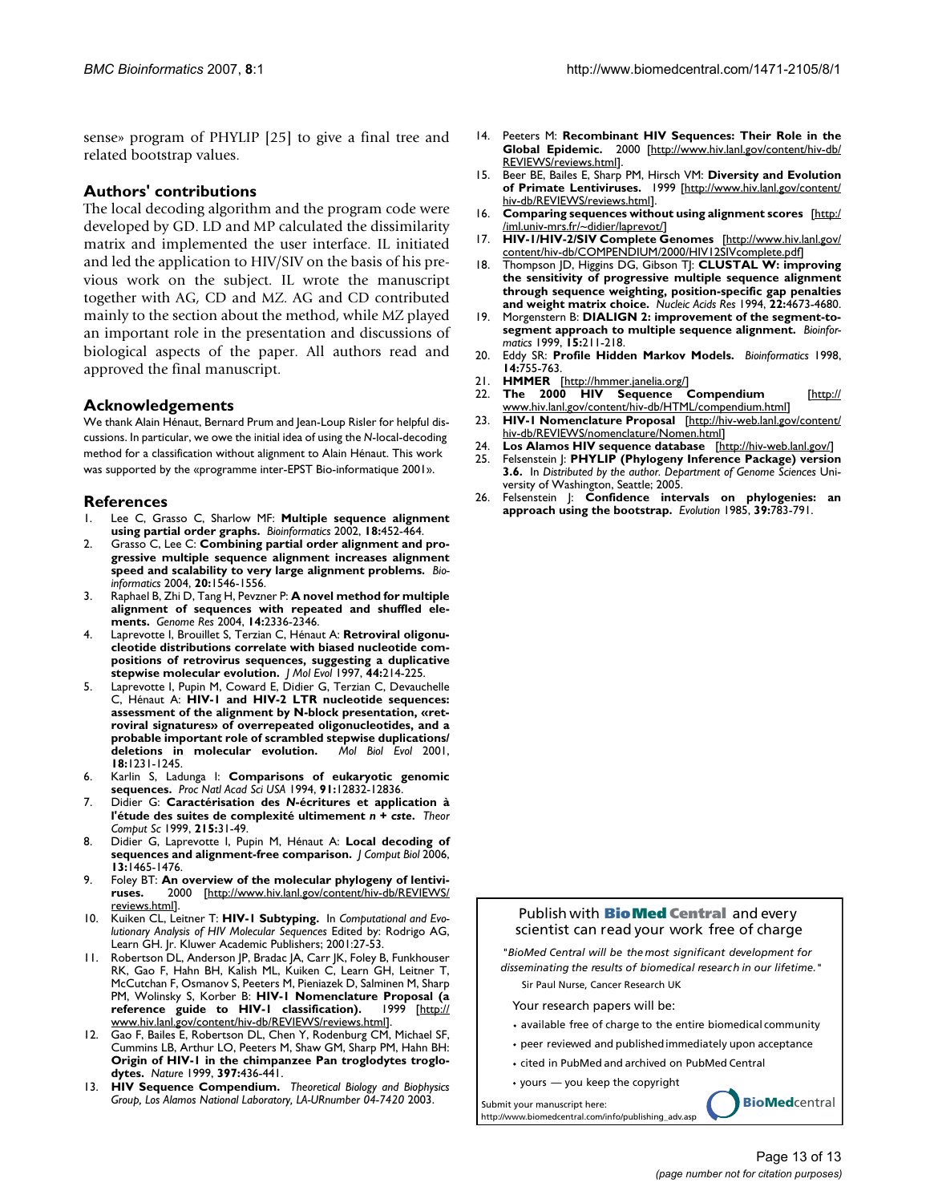sense» program of PHYLIP [25] to give a final tree and related bootstrap values.

## Authors' contributions

The local decoding algorithm and the program code were developed by GD. LD and MP calculated the dissimilarity matrix and implemented the user interface. IL initiated and led the application to HIV/SIV on the basis of his previous work on the subject. IL wrote the manuscript together with AG, CD and MZ. AG and CD contributed mainly to the section about the method, while MZ played an important role in the presentation and discussions of biological aspects of the paper. All authors read and approved the final manuscript.

## Acknowledgements

We thank Alain Hénaut, Bernard Prum and Jean-Loup Risler for helpful discussions. In particular, we owe the initial idea of using the *N*-local-decoding method for a classification without alignment to Alain Hénaut. This work was supported by the «programme inter-EPST Bio-informatique 2001».

## References

1. Lee C, Grasso C, Sharlow MF: **Multiple sequence alignment using partial order graphs.** *Bioinformatics* 2002, **18:**452-464.
2. Grasso C, Lee C: **Combining partial order alignment and progressive multiple sequence alignment increases alignment speed and scalability to very large alignment problems.** *Bioinformatics* 2004, **20:**1546-1556.
3. Raphael B, Zhi D, Tang H, Pevzner P: **A novel method for multiple alignment of sequences with repeated and shuffled elements.** *Genome Res* 2004, **14:**2336-2346.
4. Laprevotte I, Brouillet S, Terzian C, Hénaut A: **Retroviral oligonucleotide distributions correlate with biased nucleotide compositions of retrovirus sequences, suggesting a duplicative stepwise molecular evolution.** *J Mol Evol* 1997, **44:**214-225.
5. Laprevotte I, Pupin M, Coward E, Didier G, Terzian C, Devauchelle C, Hénaut A: **HIV-1 and HIV-2 LTR nucleotide sequences: assessment of the alignment by N-block presentation, «retroviral signatures» of overrepeated oligonucleotides, and a probable important role of scrambled stepwise duplications/deletions in molecular evolution.** *Mol Biol Evol* 2001, **18:**1231-1245.
6. Karlin S, Ladunga I: **Comparisons of eukaryotic genomic sequences.** *Proc Natl Acad Sci USA* 1994, **91:**12832-12836.
7. Didier G: **Caractérisation des *N*-écritures et application à l'étude des suites de complexité ultimement *n* + *cste*.** *Theor Comput Sc* 1999, **215:**31-49.
8. Didier G, Laprevotte I, Pupin M, Hénaut A: **Local decoding of sequences and alignment-free comparison.** *J Comput Biol* 2006, **13:**1465-1476.
9. Foley BT: **An overview of the molecular phylogeny of lentiviruses.** 2000 [http://www.hiv.lanl.gov/content/hiv-db/REVIEWS/reviews.html].
10. Kuiken CL, Leitner T: **HIV-1 Subtyping.** In *Computational and Evolutionary Analysis of HIV Molecular Sequences* Edited by: Rodrigo AG, Learn GH. Jr. Kluwer Academic Publishers; 2001:27-53.
11. Robertson DL, Anderson JP, Bradac JA, Carr JK, Foley B, Funkhouser RK, Gao F, Hahn BH, Kalish ML, Kuiken C, Learn GH, Leitner T, McCutchan F, Osmanov S, Peeters M, Pieniazek D, Salminen M, Sharp PM, Wolinsky S, Korber B: **HIV-1 Nomenclature Proposal (a reference guide to HIV-1 classification).** 1999 [http://www.hiv.lanl.gov/content/hiv-db/REVIEWS/reviews.html].
12. Gao F, Bailes E, Robertson DL, Chen Y, Rodenburg CM, Michael SF, Cummins LB, Arthur LO, Peeters M, Shaw GM, Sharp PM, Hahn BH: **Origin of HIV-1 in the chimpanzee Pan troglodytes troglodytes.** *Nature* 1999, **397:**436-441.
13. **HIV Sequence Compendium.** *Theoretical Biology and Biophysics Group, Los Alamos National Laboratory, LA-URnumber 04-7420* 2003.
14. Peeters M: **Recombinant HIV Sequences: Their Role in the Global Epidemic.** 2000 [http://www.hiv.lanl.gov/content/hiv-db/REVIEWS/reviews.html].
15. Beer BE, Bailes E, Sharp PM, Hirsch VM: **Diversity and Evolution of Primate Lentiviruses.** 1999 [http://www.hiv.lanl.gov/content/hiv-db/REVIEWS/reviews.html].
16. **Comparing sequences without using alignment scores** [http://iml.univ-mrs.fr/~didier/laprevot/]
17. **HIV-1/HIV-2/SIV Complete Genomes** [http://www.hiv.lanl.gov/content/hiv-db/COMPENDIUM/2000/HIV12SIVcomplete.pdf]
18. Thompson JD, Higgins DG, Gibson TJ: **CLUSTAL W: improving the sensitivity of progressive multiple sequence alignment through sequence weighting, position-specific gap penalties and weight matrix choice.** *Nucleic Acids Res* 1994, **22:**4673-4680.
19. Morgenstern B: **DIALIGN 2: improvement of the segment-to-segment approach to multiple sequence alignment.** *Bioinformatics* 1999, **15:**211-218.
20. Eddy SR: **Profile Hidden Markov Models.** *Bioinformatics* 1998, **14:**755-763.
21. **HMMER** [http://hmmer.janelia.org/]
22. **The 2000 HIV Sequence Compendium** [http://www.hiv.lanl.gov/content/hiv-db/HTML/compendium.html]
23. **HIV-1 Nomenclature Proposal** [http://hiv-web.lanl.gov/content/hiv-db/REVIEWS/nomenclature/Nomen.html]
24. **Los Alamos HIV sequence database** [http://hiv-web.lanl.gov/]
25. Felsenstein J: **PHYLIP (Phylogeny Inference Package) version 3.6.** In *Distributed by the author. Department of Genome Sciences* University of Washington, Seattle; 2005.
26. Felsenstein J: **Confidence intervals on phylogenies: an approach using the bootstrap.** *Evolution* 1985, **39:**783-791.

Publish with **BioMed Central** and every scientist can read your work free of charge

*"BioMed Central will be the most significant development for disseminating the results of biomedical research in our lifetime."*

Sir Paul Nurse, Cancer Research UK

Your research papers will be:

- available free of charge to the entire biomedical community
- peer reviewed and published immediately upon acceptance
- cited in PubMed and archived on PubMed Central
- yours — you keep the copyright

Submit your manuscript here:
http://www.biomedcentral.com/info/publishing_adv.asp

BioMedcentral